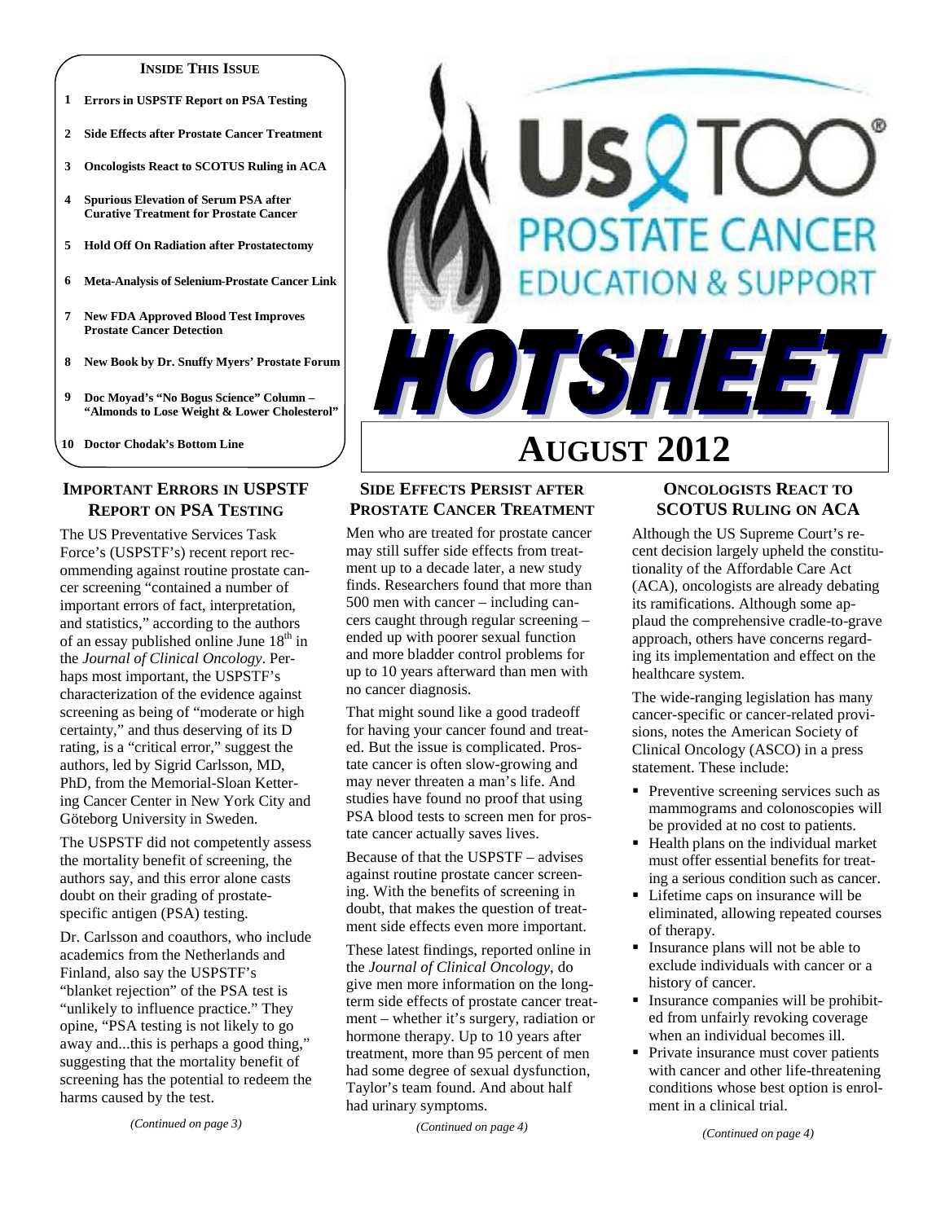# US TOO® PROSTATE CANCER EDUCATION & SUPPORT

# HOTSHEET

# AUGUST 2012

**INSIDE THIS ISSUE**

1. **Errors in USPSTF Report on PSA Testing**
2. **Side Effects after Prostate Cancer Treatment**
3. **Oncologists React to SCOTUS Ruling in ACA**
4. **Spurious Elevation of Serum PSA after Curative Treatment for Prostate Cancer**
5. **Hold Off On Radiation after Prostatectomy**
6. **Meta-Analysis of Selenium-Prostate Cancer Link**
7. **New FDA Approved Blood Test Improves Prostate Cancer Detection**
8. **New Book by Dr. Snuffy Myers' Prostate Forum**
9. **Doc Moyad's "No Bogus Science" Column – "Almonds to Lose Weight & Lower Cholesterol"**
10. **Doctor Chodak's Bottom Line**

## IMPORTANT ERRORS IN USPSTF REPORT ON PSA TESTING

The US Preventative Services Task Force's (USPSTF's) recent report recommending against routine prostate cancer screening "contained a number of important errors of fact, interpretation, and statistics," according to the authors of an essay published online June 18th in the *Journal of Clinical Oncology*. Perhaps most important, the USPSTF's characterization of the evidence against screening as being of "moderate or high certainty," and thus deserving of its D rating, is a "critical error," suggest the authors, led by Sigrid Carlsson, MD, PhD, from the Memorial-Sloan Kettering Cancer Center in New York City and Göteborg University in Sweden.

The USPSTF did not competently assess the mortality benefit of screening, the authors say, and this error alone casts doubt on their grading of prostate-specific antigen (PSA) testing.

Dr. Carlsson and coauthors, who include academics from the Netherlands and Finland, also say the USPSTF's "blanket rejection" of the PSA test is "unlikely to influence practice." They opine, "PSA testing is not likely to go away and...this is perhaps a good thing," suggesting that the mortality benefit of screening has the potential to redeem the harms caused by the test.

*(Continued on page 3)*

## SIDE EFFECTS PERSIST AFTER PROSTATE CANCER TREATMENT

Men who are treated for prostate cancer may still suffer side effects from treatment up to a decade later, a new study finds. Researchers found that more than 500 men with cancer – including cancers caught through regular screening – ended up with poorer sexual function and more bladder control problems for up to 10 years afterward than men with no cancer diagnosis.

That might sound like a good tradeoff for having your cancer found and treated. But the issue is complicated. Prostate cancer is often slow-growing and may never threaten a man's life. And studies have found no proof that using PSA blood tests to screen men for prostate cancer actually saves lives.

Because of that the USPSTF – advises against routine prostate cancer screening. With the benefits of screening in doubt, that makes the question of treatment side effects even more important.

These latest findings, reported online in the *Journal of Clinical Oncology*, do give men more information on the long-term side effects of prostate cancer treatment – whether it's surgery, radiation or hormone therapy. Up to 10 years after treatment, more than 95 percent of men had some degree of sexual dysfunction, Taylor's team found. And about half had urinary symptoms.

*(Continued on page 4)*

## ONCOLOGISTS REACT TO SCOTUS RULING ON ACA

Although the US Supreme Court's recent decision largely upheld the constitutionality of the Affordable Care Act (ACA), oncologists are already debating its ramifications. Although some applaud the comprehensive cradle-to-grave approach, others have concerns regarding its implementation and effect on the healthcare system.

The wide-ranging legislation has many cancer-specific or cancer-related provisions, notes the American Society of Clinical Oncology (ASCO) in a press statement. These include:

- Preventive screening services such as mammograms and colonoscopies will be provided at no cost to patients.
- Health plans on the individual market must offer essential benefits for treating a serious condition such as cancer.
- Lifetime caps on insurance will be eliminated, allowing repeated courses of therapy.
- Insurance plans will not be able to exclude individuals with cancer or a history of cancer.
- Insurance companies will be prohibited from unfairly revoking coverage when an individual becomes ill.
- Private insurance must cover patients with cancer and other life-threatening conditions whose best option is enrolment in a clinical trial.

*(Continued on page 4)*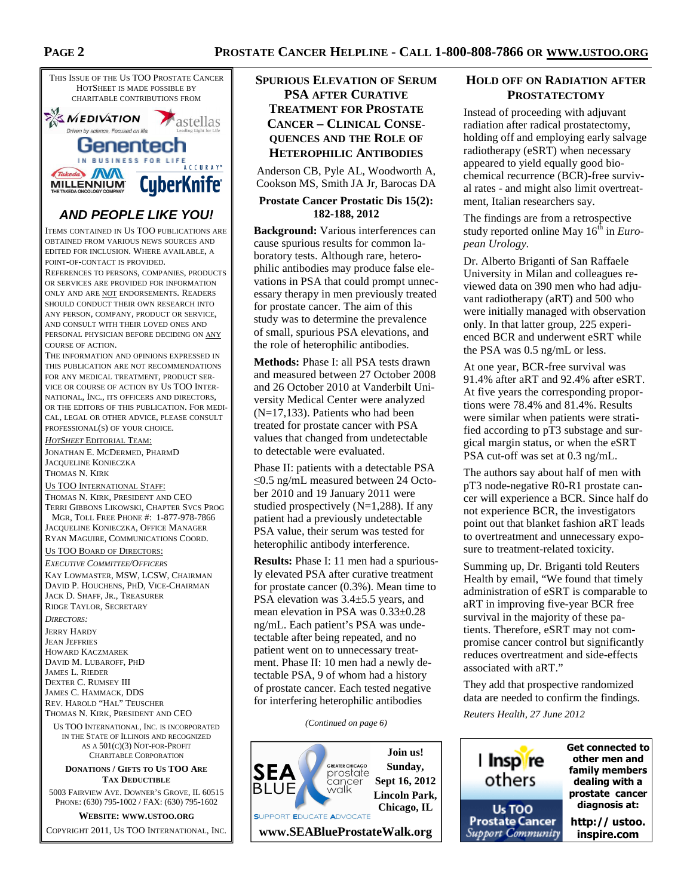This Issue of the Us TOO Prostate Cancer HotSheet is made possible by charitable contributions from

MEDIVATION — Driven by science. Focused on life.
astellas — Leading Light for Life
Genentech — IN BUSINESS FOR LIFE
Takeda MILLENNIUM — THE TAKEDA ONCOLOGY COMPANY
ACCURAY CyberKnife

***AND PEOPLE LIKE YOU!***

Items contained in Us TOO publications are obtained from various news sources and edited for inclusion. Where available, a point-of-contact is provided.

References to persons, companies, products or services are provided for information only and are NOT endorsements. Readers should conduct their own research into any person, company, product or service, and consult with their loved ones and personal physician before deciding on ANY course of action.

The information and opinions expressed in this publication are not recommendations for any medical treatment, product service or course of action by Us TOO International, Inc., its officers and directors, or the editors of this publication. For medical, legal or other advice, please consult professional(s) of your choice.

*HotSheet* Editorial Team:
Jonathan E. McDermed, PharmD
Jacqueline Konieczka
Thomas N. Kirk

Us TOO International Staff:
Thomas N. Kirk, President and CEO
Terri Gibbons Likowski, Chapter Svcs Prog Mgr, Toll Free Phone #: 1-877-978-7866
Jacqueline Konieczka, Office Manager
Ryan Maguire, Communications Coord.

Us TOO Board of Directors:

*Executive Committee/Officers*
Kay Lowmaster, MSW, LCSW, Chairman
David P. Houchens, PhD, Vice-Chairman
Jack D. Shaff, Jr., Treasurer
Ridge Taylor, Secretary

*Directors:*
Jerry Hardy
Jean Jeffries
Howard Kaczmarek
David M. Lubaroff, PhD
James L. Rieder
Dexter C. Rumsey III
James C. Hammack, DDS
Rev. Harold "Hal" Teuscher
Thomas N. Kirk, President and CEO

Us TOO International, Inc. is incorporated in the State of Illinois and recognized as a 501(c)(3) Not-For-Profit Charitable Corporation

**Donations / Gifts to Us TOO Are Tax Deductible**

5003 Fairview Ave. Downer's Grove, IL 60515
Phone: (630) 795-1002 / Fax: (630) 795-1602

**Website: www.ustoo.org**

Copyright 2011, Us TOO International, Inc.

## Spurious Elevation of Serum PSA after Curative Treatment for Prostate Cancer – Clinical Consequences and the Role of Heterophilic Antibodies

Anderson CB, Pyle AL, Woodworth A, Cookson MS, Smith JA Jr, Barocas DA

**Prostate Cancer Prostatic Dis 15(2): 182-188, 2012**

**Background:** Various interferences can cause spurious results for common laboratory tests. Although rare, heterophilic antibodies may produce false elevations in PSA that could prompt unnecessary therapy in men previously treated for prostate cancer. The aim of this study was to determine the prevalence of small, spurious PSA elevations, and the role of heterophilic antibodies.

**Methods:** Phase I: all PSA tests drawn and measured between 27 October 2008 and 26 October 2010 at Vanderbilt University Medical Center were analyzed (N=17,133). Patients who had been treated for prostate cancer with PSA values that changed from undetectable to detectable were evaluated.

Phase II: patients with a detectable PSA ≤0.5 ng/mL measured between 24 October 2010 and 19 January 2011 were studied prospectively (N=1,288). If any patient had a previously undetectable PSA value, their serum was tested for heterophilic antibody interference.

**Results:** Phase I: 11 men had a spuriously elevated PSA after curative treatment for prostate cancer (0.3%). Mean time to PSA elevation was 3.4±5.5 years, and mean elevation in PSA was 0.33±0.28 ng/mL. Each patient's PSA was undetectable after being repeated, and no patient went on to unnecessary treatment. Phase II: 10 men had a newly detectable PSA, 9 of whom had a history of prostate cancer. Each tested negative for interfering heterophilic antibodies

*(Continued on page 6)*

SEA BLUE — Greater Chicago prostate cancer walk — Support Educate Advocate

**Join us! Sunday, Sept 16, 2012 Lincoln Park, Chicago, IL**

**www.SEABlueProstateWalk.org**

## Hold Off on Radiation after Prostatectomy

Instead of proceeding with adjuvant radiation after radical prostatectomy, holding off and employing early salvage radiotherapy (eSRT) when necessary appeared to yield equally good biochemical recurrence (BCR)-free survival rates - and might also limit overtreatment, Italian researchers say.

The findings are from a retrospective study reported online May 16th in *European Urology.*

Dr. Alberto Briganti of San Raffaele University in Milan and colleagues reviewed data on 390 men who had adjuvant radiotherapy (aRT) and 500 who were initially managed with observation only. In that latter group, 225 experienced BCR and underwent eSRT while the PSA was 0.5 ng/mL or less.

At one year, BCR-free survival was 91.4% after aRT and 92.4% after eSRT. At five years the corresponding proportions were 78.4% and 81.4%. Results were similar when patients were stratified according to pT3 substage and surgical margin status, or when the eSRT PSA cut-off was set at 0.3 ng/mL.

The authors say about half of men with pT3 node-negative R0-R1 prostate cancer will experience a BCR. Since half do not experience BCR, the investigators point out that blanket fashion aRT leads to overtreatment and unnecessary exposure to treatment-related toxicity.

Summing up, Dr. Briganti told Reuters Health by email, "We found that timely administration of eSRT is comparable to aRT in improving five-year BCR free survival in the majority of these patients. Therefore, eSRT may not compromise cancer control but significantly reduces overtreatment and side-effects associated with aRT."

They add that prospective randomized data are needed to confirm the findings.

*Reuters Health, 27 June 2012*

I Inspire others — Us TOO Prostate Cancer *Support Community*

**Get connected to other men and family members dealing with a prostate cancer diagnosis at: http:// ustoo.inspire.com**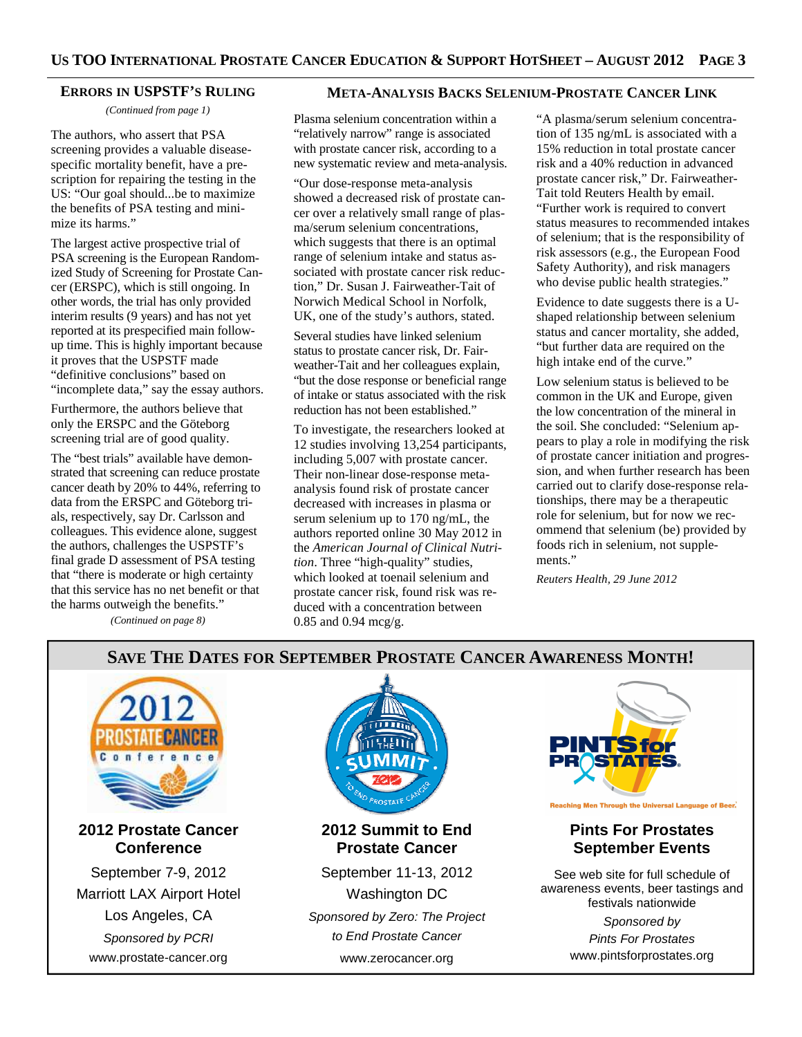## ERRORS IN USPSTF'S RULING

*(Continued from page 1)*

The authors, who assert that PSA screening provides a valuable disease-specific mortality benefit, have a prescription for repairing the testing in the US: "Our goal should...be to maximize the benefits of PSA testing and minimize its harms."

The largest active prospective trial of PSA screening is the European Randomized Study of Screening for Prostate Cancer (ERSPC), which is still ongoing. In other words, the trial has only provided interim results (9 years) and has not yet reported at its prespecified main follow-up time. This is highly important because it proves that the USPSTF made "definitive conclusions" based on "incomplete data," say the essay authors.

Furthermore, the authors believe that only the ERSPC and the Göteborg screening trial are of good quality.

The "best trials" available have demonstrated that screening can reduce prostate cancer death by 20% to 44%, referring to data from the ERSPC and Göteborg trials, respectively, say Dr. Carlsson and colleagues. This evidence alone, suggest the authors, challenges the USPSTF's final grade D assessment of PSA testing that "there is moderate or high certainty that this service has no net benefit or that the harms outweigh the benefits."

*(Continued on page 8)*

## META-ANALYSIS BACKS SELENIUM-PROSTATE CANCER LINK

Plasma selenium concentration within a "relatively narrow" range is associated with prostate cancer risk, according to a new systematic review and meta-analysis.

"Our dose-response meta-analysis showed a decreased risk of prostate cancer over a relatively small range of plasma/serum selenium concentrations, which suggests that there is an optimal range of selenium intake and status associated with prostate cancer risk reduction," Dr. Susan J. Fairweather-Tait of Norwich Medical School in Norfolk, UK, one of the study's authors, stated.

Several studies have linked selenium status to prostate cancer risk, Dr. Fairweather-Tait and her colleagues explain, "but the dose response or beneficial range of intake or status associated with the risk reduction has not been established."

To investigate, the researchers looked at 12 studies involving 13,254 participants, including 5,007 with prostate cancer. Their non-linear dose-response meta-analysis found risk of prostate cancer decreased with increases in plasma or serum selenium up to 170 ng/mL, the authors reported online 30 May 2012 in the *American Journal of Clinical Nutrition*. Three "high-quality" studies, which looked at toenail selenium and prostate cancer risk, found risk was reduced with a concentration between 0.85 and 0.94 mcg/g.

"A plasma/serum selenium concentration of 135 ng/mL is associated with a 15% reduction in total prostate cancer risk and a 40% reduction in advanced prostate cancer risk," Dr. Fairweather-Tait told Reuters Health by email. "Further work is required to convert status measures to recommended intakes of selenium; that is the responsibility of risk assessors (e.g., the European Food Safety Authority), and risk managers who devise public health strategies."

Evidence to date suggests there is a U-shaped relationship between selenium status and cancer mortality, she added, "but further data are required on the high intake end of the curve."

Low selenium status is believed to be common in the UK and Europe, given the low concentration of the mineral in the soil. She concluded: "Selenium appears to play a role in modifying the risk of prostate cancer initiation and progression, and when further research has been carried out to clarify dose-response relationships, there may be a therapeutic role for selenium, but for now we recommend that selenium (be) provided by foods rich in selenium, not supplements."

*Reuters Health, 29 June 2012*

## SAVE THE DATES FOR SEPTEMBER PROSTATE CANCER AWARENESS MONTH!

### 2012 Prostate Cancer Conference

September 7-9, 2012

Marriott LAX Airport Hotel

Los Angeles, CA

*Sponsored by PCRI*

www.prostate-cancer.org

### 2012 Summit to End Prostate Cancer

September 11-13, 2012

Washington DC

*Sponsored by Zero: The Project to End Prostate Cancer*

www.zerocancer.org

### Pints For Prostates September Events

Reaching Men Through the Universal Language of Beer.

See web site for full schedule of awareness events, beer tastings and festivals nationwide

*Sponsored by Pints For Prostates*

www.pintsforprostates.org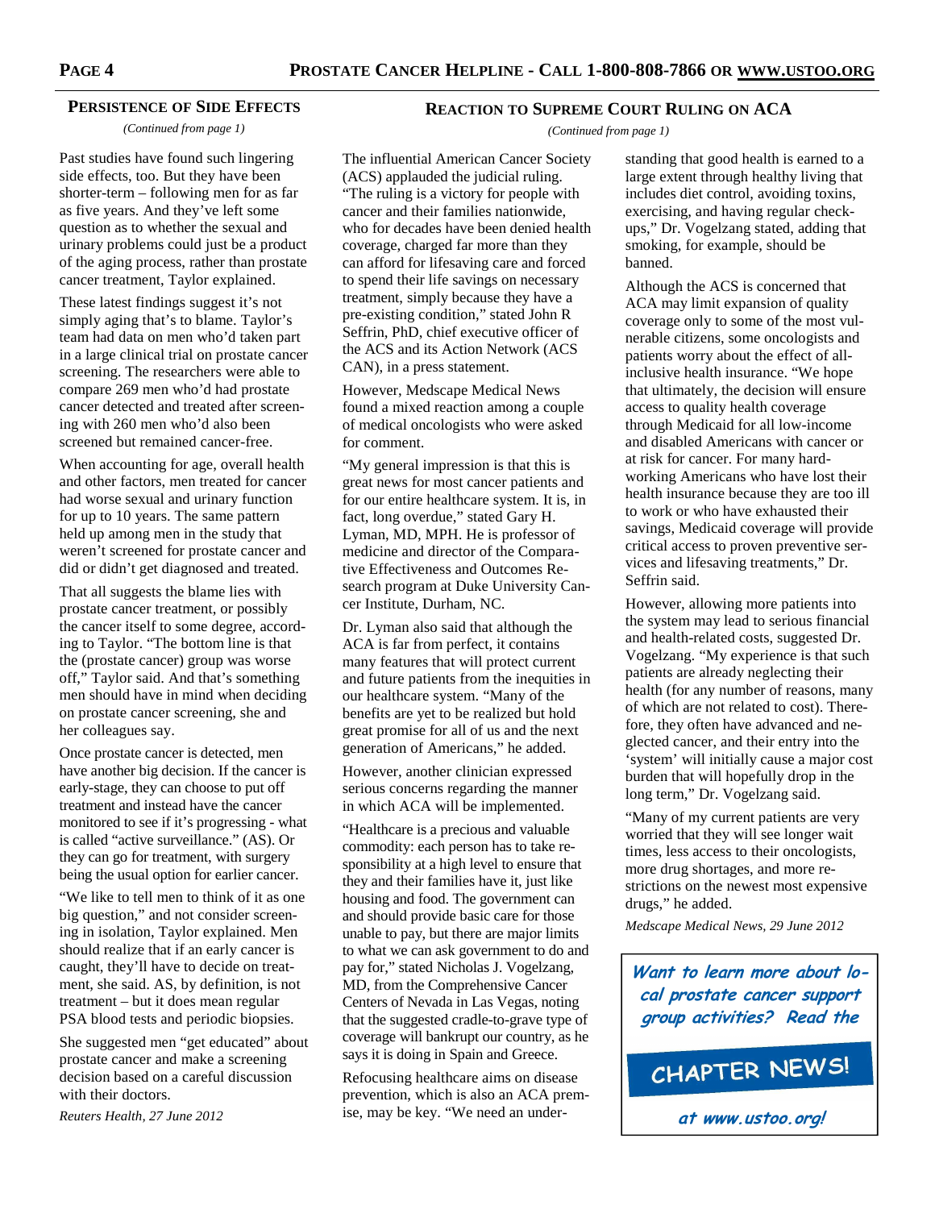## Persistence of Side Effects

*(Continued from page 1)*

Past studies have found such lingering side effects, too. But they have been shorter-term – following men for as far as five years. And they've left some question as to whether the sexual and urinary problems could just be a product of the aging process, rather than prostate cancer treatment, Taylor explained.

These latest findings suggest it's not simply aging that's to blame. Taylor's team had data on men who'd taken part in a large clinical trial on prostate cancer screening. The researchers were able to compare 269 men who'd had prostate cancer detected and treated after screening with 260 men who'd also been screened but remained cancer-free.

When accounting for age, overall health and other factors, men treated for cancer had worse sexual and urinary function for up to 10 years. The same pattern held up among men in the study that weren't screened for prostate cancer and did or didn't get diagnosed and treated.

That all suggests the blame lies with prostate cancer treatment, or possibly the cancer itself to some degree, according to Taylor. "The bottom line is that the (prostate cancer) group was worse off," Taylor said. And that's something men should have in mind when deciding on prostate cancer screening, she and her colleagues say.

Once prostate cancer is detected, men have another big decision. If the cancer is early-stage, they can choose to put off treatment and instead have the cancer monitored to see if it's progressing - what is called "active surveillance." (AS). Or they can go for treatment, with surgery being the usual option for earlier cancer.

"We like to tell men to think of it as one big question," and not consider screening in isolation, Taylor explained. Men should realize that if an early cancer is caught, they'll have to decide on treatment, she said. AS, by definition, is not treatment – but it does mean regular PSA blood tests and periodic biopsies.

She suggested men "get educated" about prostate cancer and make a screening decision based on a careful discussion with their doctors.

*Reuters Health, 27 June 2012*

## Reaction to Supreme Court Ruling on ACA

*(Continued from page 1)*

The influential American Cancer Society (ACS) applauded the judicial ruling. "The ruling is a victory for people with cancer and their families nationwide, who for decades have been denied health coverage, charged far more than they can afford for lifesaving care and forced to spend their life savings on necessary treatment, simply because they have a pre-existing condition," stated John R Seffrin, PhD, chief executive officer of the ACS and its Action Network (ACS CAN), in a press statement.

However, Medscape Medical News found a mixed reaction among a couple of medical oncologists who were asked for comment.

"My general impression is that this is great news for most cancer patients and for our entire healthcare system. It is, in fact, long overdue," stated Gary H. Lyman, MD, MPH. He is professor of medicine and director of the Comparative Effectiveness and Outcomes Research program at Duke University Cancer Institute, Durham, NC.

Dr. Lyman also said that although the ACA is far from perfect, it contains many features that will protect current and future patients from the inequities in our healthcare system. "Many of the benefits are yet to be realized but hold great promise for all of us and the next generation of Americans," he added.

However, another clinician expressed serious concerns regarding the manner in which ACA will be implemented.

"Healthcare is a precious and valuable commodity: each person has to take responsibility at a high level to ensure that they and their families have it, just like housing and food. The government can and should provide basic care for those unable to pay, but there are major limits to what we can ask government to do and pay for," stated Nicholas J. Vogelzang, MD, from the Comprehensive Cancer Centers of Nevada in Las Vegas, noting that the suggested cradle-to-grave type of coverage will bankrupt our country, as he says it is doing in Spain and Greece.

Refocusing healthcare aims on disease prevention, which is also an ACA premise, may be key. "We need an understanding that good health is earned to a large extent through healthy living that includes diet control, avoiding toxins, exercising, and having regular checkups," Dr. Vogelzang stated, adding that smoking, for example, should be banned.

Although the ACS is concerned that ACA may limit expansion of quality coverage only to some of the most vulnerable citizens, some oncologists and patients worry about the effect of all-inclusive health insurance. "We hope that ultimately, the decision will ensure access to quality health coverage through Medicaid for all low-income and disabled Americans with cancer or at risk for cancer. For many hard-working Americans who have lost their health insurance because they are too ill to work or who have exhausted their savings, Medicaid coverage will provide critical access to proven preventive services and lifesaving treatments," Dr. Seffrin said.

However, allowing more patients into the system may lead to serious financial and health-related costs, suggested Dr. Vogelzang. "My experience is that such patients are already neglecting their health (for any number of reasons, many of which are not related to cost). Therefore, they often have advanced and neglected cancer, and their entry into the 'system' will initially cause a major cost burden that will hopefully drop in the long term," Dr. Vogelzang said.

"Many of my current patients are very worried that they will see longer wait times, less access to their oncologists, more drug shortages, and more restrictions on the newest most expensive drugs," he added.

*Medscape Medical News, 29 June 2012*

**Want to learn more about local prostate cancer support group activities? Read the**

**CHAPTER NEWS!**

**at www.ustoo.org!**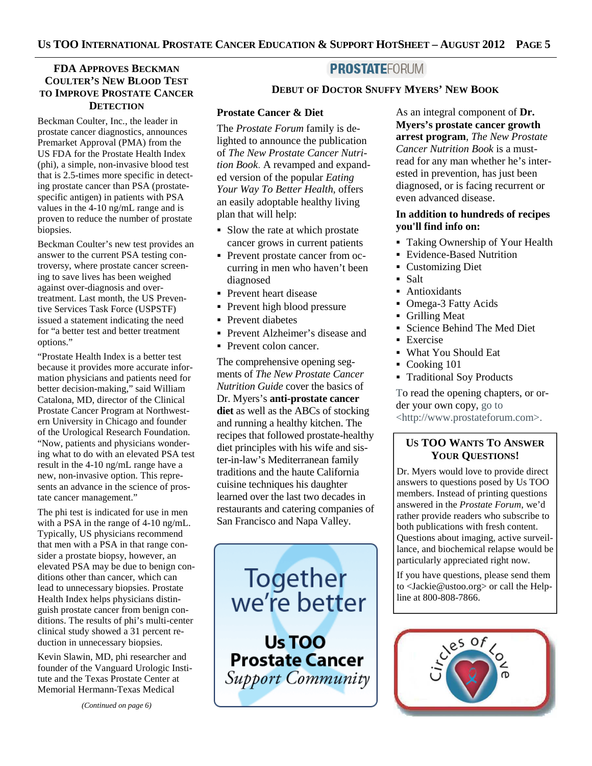## FDA Approves Beckman Coulter's New Blood Test to Improve Prostate Cancer Detection

Beckman Coulter, Inc., the leader in prostate cancer diagnostics, announces Premarket Approval (PMA) from the US FDA for the Prostate Health Index (phi), a simple, non-invasive blood test that is 2.5-times more specific in detecting prostate cancer than PSA (prostate-specific antigen) in patients with PSA values in the 4-10 ng/mL range and is proven to reduce the number of prostate biopsies.

Beckman Coulter's new test provides an answer to the current PSA testing controversy, where prostate cancer screening to save lives has been weighed against over-diagnosis and over-treatment. Last month, the US Preventive Services Task Force (USPSTF) issued a statement indicating the need for "a better test and better treatment options."

"Prostate Health Index is a better test because it provides more accurate information physicians and patients need for better decision-making," said William Catalona, MD, director of the Clinical Prostate Cancer Program at Northwestern University in Chicago and founder of the Urological Research Foundation. "Now, patients and physicians wondering what to do with an elevated PSA test result in the 4-10 ng/mL range have a new, non-invasive option. This represents an advance in the science of prostate cancer management."

The phi test is indicated for use in men with a PSA in the range of 4-10 ng/mL. Typically, US physicians recommend that men with a PSA in that range consider a prostate biopsy, however, an elevated PSA may be due to benign conditions other than cancer, which can lead to unnecessary biopsies. Prostate Health Index helps physicians distinguish prostate cancer from benign conditions. The results of phi's multi-center clinical study showed a 31 percent reduction in unnecessary biopsies.

Kevin Slawin, MD, phi researcher and founder of the Vanguard Urologic Institute and the Texas Prostate Center at Memorial Hermann-Texas Medical

*(Continued on page 6)*

## PROSTATEFORUM

### Debut of Doctor Snuffy Myers' New Book

**Prostate Cancer & Diet**

The *Prostate Forum* family is delighted to announce the publication of *The New Prostate Cancer Nutrition Book*. A revamped and expanded version of the popular *Eating Your Way To Better Health*, offers an easily adoptable healthy living plan that will help:

- Slow the rate at which prostate cancer grows in current patients
- Prevent prostate cancer from occurring in men who haven't been diagnosed
- Prevent heart disease
- Prevent high blood pressure
- Prevent diabetes
- Prevent Alzheimer's disease and
- Prevent colon cancer.

The comprehensive opening segments of *The New Prostate Cancer Nutrition Guide* cover the basics of Dr. Myers's **anti-prostate cancer diet** as well as the ABCs of stocking and running a healthy kitchen. The recipes that followed prostate-healthy diet principles with his wife and sister-in-law's Mediterranean family traditions and the haute California cuisine techniques his daughter learned over the last two decades in restaurants and catering companies of San Francisco and Napa Valley.

As an integral component of **Dr. Myers's prostate cancer growth arrest program**, *The New Prostate Cancer Nutrition Book* is a must-read for any man whether he's interested in prevention, has just been diagnosed, or is facing recurrent or even advanced disease.

**In addition to hundreds of recipes you'll find info on:**

- Taking Ownership of Your Health
- Evidence-Based Nutrition
- Customizing Diet
- Salt
- Antioxidants
- Omega-3 Fatty Acids
- Grilling Meat
- Science Behind The Med Diet
- Exercise
- What You Should Eat
- Cooking 101
- Traditional Soy Products

To read the opening chapters, or order your own copy, go to <http://www.prostateforum.com>.

### Us TOO Wants To Answer Your Questions!

Dr. Myers would love to provide direct answers to questions posed by Us TOO members. Instead of printing questions answered in the *Prostate Forum*, we'd rather provide readers who subscribe to both publications with fresh content. Questions about imaging, active surveillance, and biochemical relapse would be particularly appreciated right now.

If you have questions, please send them to <Jackie@ustoo.org> or call the Helpline at 800-808-7866.

Together we're better

Us TOO Prostate Cancer Support Community

Circles of Love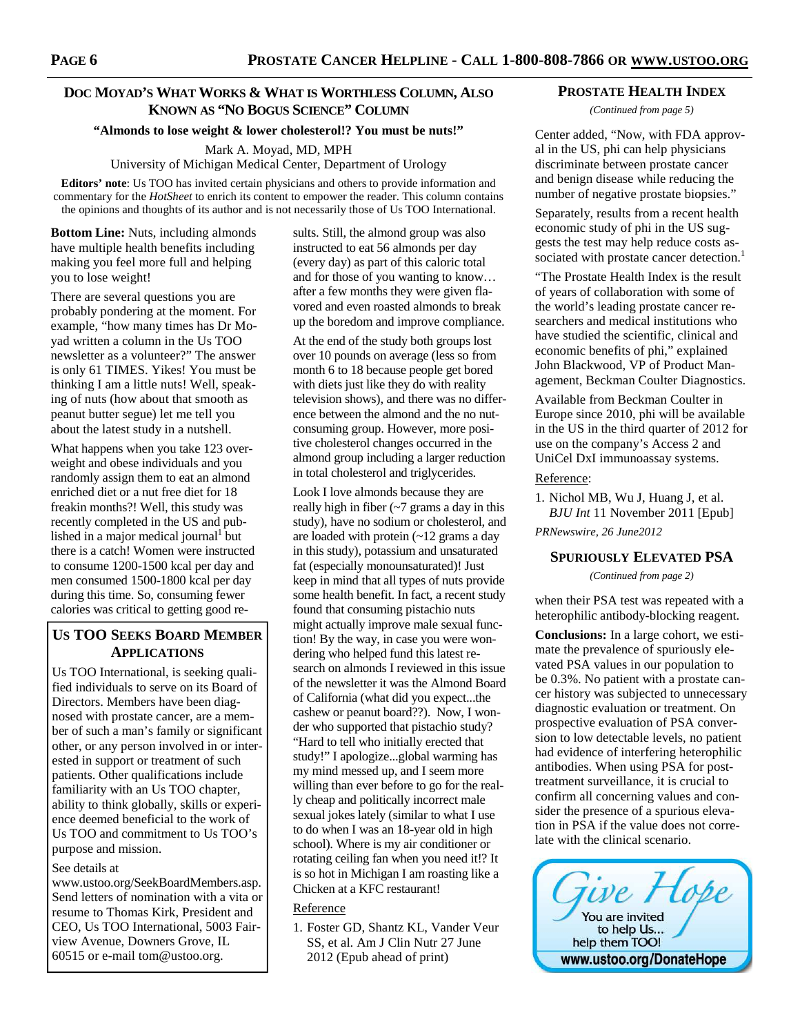## Doc Moyad's What Works & What is Worthless Column, Also Known as "No Bogus Science" Column

**"Almonds to lose weight & lower cholesterol!? You must be nuts!"**

Mark A. Moyad, MD, MPH
University of Michigan Medical Center, Department of Urology

**Editors' note**: Us TOO has invited certain physicians and others to provide information and commentary for the *HotSheet* to enrich its content to empower the reader. This column contains the opinions and thoughts of its author and is not necessarily those of Us TOO International.

**Bottom Line:** Nuts, including almonds have multiple health benefits including making you feel more full and helping you to lose weight!

There are several questions you are probably pondering at the moment. For example, "how many times has Dr Moyad written a column in the Us TOO newsletter as a volunteer?" The answer is only 61 TIMES. Yikes! You must be thinking I am a little nuts! Well, speaking of nuts (how about that smooth as peanut butter segue) let me tell you about the latest study in a nutshell.

What happens when you take 123 overweight and obese individuals and you randomly assign them to eat an almond enriched diet or a nut free diet for 18 freakin months?! Well, this study was recently completed in the US and published in a major medical journal[1] but there is a catch! Women were instructed to consume 1200-1500 kcal per day and men consumed 1500-1800 kcal per day during this time. So, consuming fewer calories was critical to getting good results. Still, the almond group was also instructed to eat 56 almonds per day (every day) as part of this caloric total and for those of you wanting to know… after a few months they were given flavored and even roasted almonds to break up the boredom and improve compliance.

At the end of the study both groups lost over 10 pounds on average (less so from month 6 to 18 because people get bored with diets just like they do with reality television shows), and there was no difference between the almond and the no nut-consuming group. However, more positive cholesterol changes occurred in the almond group including a larger reduction in total cholesterol and triglycerides.

Look I love almonds because they are really high in fiber (~7 grams a day in this study), have no sodium or cholesterol, and are loaded with protein (~12 grams a day in this study), potassium and unsaturated fat (especially monounsaturated)! Just keep in mind that all types of nuts provide some health benefit. In fact, a recent study found that consuming pistachio nuts might actually improve male sexual function! By the way, in case you were wondering who helped fund this latest research on almonds I reviewed in this issue of the newsletter it was the Almond Board of California (what did you expect...the cashew or peanut board??). Now, I wonder who supported that pistachio study? "Hard to tell who initially erected that study!" I apologize...global warming has my mind messed up, and I seem more willing than ever before to go for the really cheap and politically incorrect male sexual jokes lately (similar to what I use to do when I was an 18-year old in high school). Where is my air conditioner or rotating ceiling fan when you need it!? It is so hot in Michigan I am roasting like a Chicken at a KFC restaurant!

Reference

1. Foster GD, Shantz KL, Vander Veur SS, et al. Am J Clin Nutr 27 June 2012 (Epub ahead of print)

### Us TOO Seeks Board Member Applications

Us TOO International, is seeking qualified individuals to serve on its Board of Directors. Members have been diagnosed with prostate cancer, are a member of such a man's family or significant other, or any person involved in or interested in support or treatment of such patients. Other qualifications include familiarity with an Us TOO chapter, ability to think globally, skills or experience deemed beneficial to the work of Us TOO and commitment to Us TOO's purpose and mission.

See details at www.ustoo.org/SeekBoardMembers.asp. Send letters of nomination with a vita or resume to Thomas Kirk, President and CEO, Us TOO International, 5003 Fairview Avenue, Downers Grove, IL 60515 or e-mail tom@ustoo.org.

## Prostate Health Index

*(Continued from page 5)*

Center added, "Now, with FDA approval in the US, phi can help physicians discriminate between prostate cancer and benign disease while reducing the number of negative prostate biopsies."

Separately, results from a recent health economic study of phi in the US suggests the test may help reduce costs associated with prostate cancer detection.[1]

"The Prostate Health Index is the result of years of collaboration with some of the world's leading prostate cancer researchers and medical institutions who have studied the scientific, clinical and economic benefits of phi," explained John Blackwood, VP of Product Management, Beckman Coulter Diagnostics.

Available from Beckman Coulter in Europe since 2010, phi will be available in the US in the third quarter of 2012 for use on the company's Access 2 and UniCel DxI immunoassay systems.

Reference:

1. Nichol MB, Wu J, Huang J, et al. *BJU Int* 11 November 2011 [Epub]

*PRNewswire, 26 June2012*

## Spuriously Elevated PSA

*(Continued from page 2)*

when their PSA test was repeated with a heterophilic antibody-blocking reagent.

**Conclusions:** In a large cohort, we estimate the prevalence of spuriously elevated PSA values in our population to be 0.3%. No patient with a prostate cancer history was subjected to unnecessary diagnostic evaluation or treatment. On prospective evaluation of PSA conversion to low detectable levels, no patient had evidence of interfering heterophilic antibodies. When using PSA for post-treatment surveillance, it is crucial to confirm all concerning values and consider the presence of a spurious elevation in PSA if the value does not correlate with the clinical scenario.

Give Hope
You are invited to help Us... help them TOO!
www.ustoo.org/DonateHope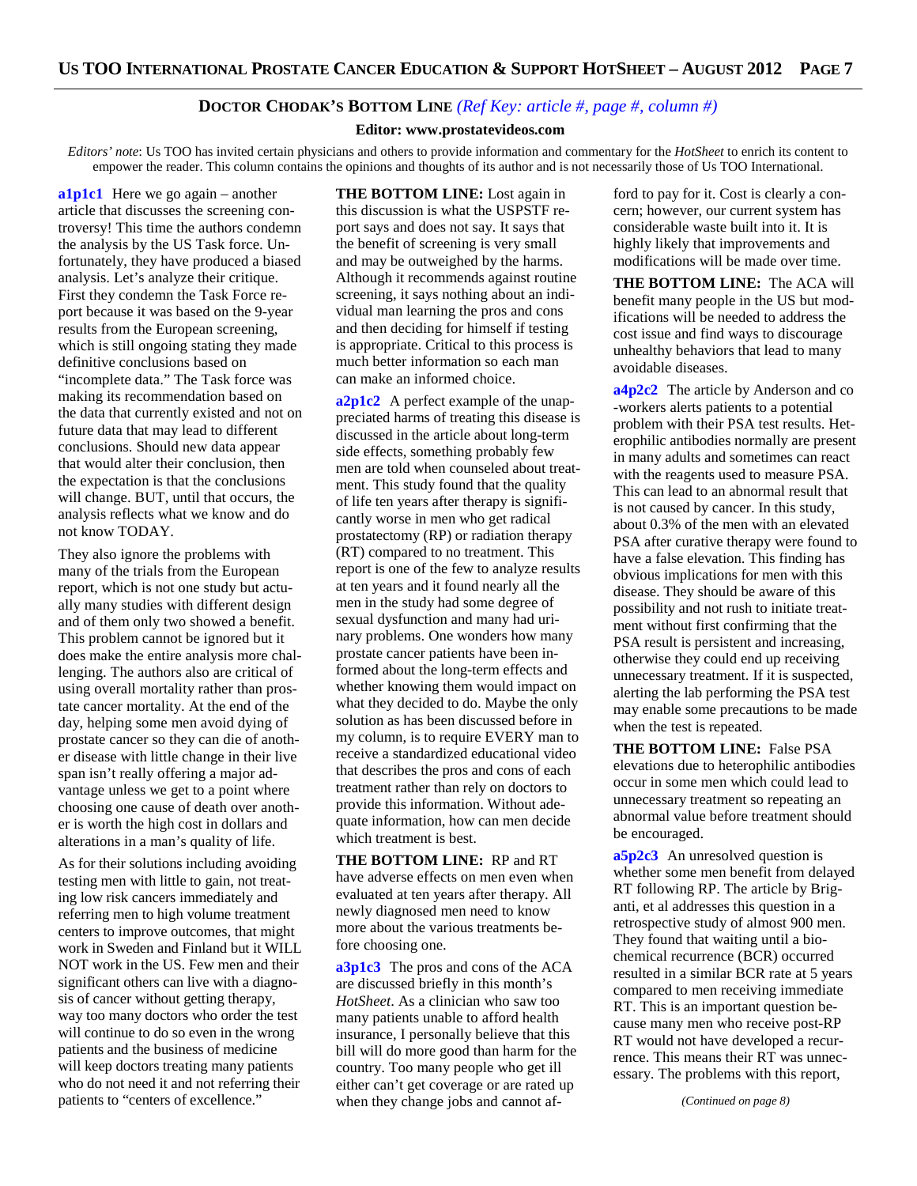## DOCTOR CHODAK'S BOTTOM LINE *(Ref Key: article #, page #, column #)*

**Editor: www.prostatevideos.com**

*Editors' note*: Us TOO has invited certain physicians and others to provide information and commentary for the *HotSheet* to enrich its content to empower the reader. This column contains the opinions and thoughts of its author and is not necessarily those of Us TOO International.

**a1p1c1** Here we go again – another article that discusses the screening controversy! This time the authors condemn the analysis by the US Task force. Unfortunately, they have produced a biased analysis. Let's analyze their critique. First they condemn the Task Force report because it was based on the 9-year results from the European screening, which is still ongoing stating they made definitive conclusions based on "incomplete data." The Task force was making its recommendation based on the data that currently existed and not on future data that may lead to different conclusions. Should new data appear that would alter their conclusion, then the expectation is that the conclusions will change. BUT, until that occurs, the analysis reflects what we know and do not know TODAY.

They also ignore the problems with many of the trials from the European report, which is not one study but actually many studies with different design and of them only two showed a benefit. This problem cannot be ignored but it does make the entire analysis more challenging. The authors also are critical of using overall mortality rather than prostate cancer mortality. At the end of the day, helping some men avoid dying of prostate cancer so they can die of another disease with little change in their live span isn't really offering a major advantage unless we get to a point where choosing one cause of death over another is worth the high cost in dollars and alterations in a man's quality of life.

As for their solutions including avoiding testing men with little to gain, not treating low risk cancers immediately and referring men to high volume treatment centers to improve outcomes, that might work in Sweden and Finland but it WILL NOT work in the US. Few men and their significant others can live with a diagnosis of cancer without getting therapy, way too many doctors who order the test will continue to do so even in the wrong patients and the business of medicine will keep doctors treating many patients who do not need it and not referring their patients to "centers of excellence."

**THE BOTTOM LINE:** Lost again in this discussion is what the USPSTF report says and does not say. It says that the benefit of screening is very small and may be outweighed by the harms. Although it recommends against routine screening, it says nothing about an individual man learning the pros and cons and then deciding for himself if testing is appropriate. Critical to this process is much better information so each man can make an informed choice.

**a2p1c2** A perfect example of the unappreciated harms of treating this disease is discussed in the article about long-term side effects, something probably few men are told when counseled about treatment. This study found that the quality of life ten years after therapy is significantly worse in men who get radical prostatectomy (RP) or radiation therapy (RT) compared to no treatment. This report is one of the few to analyze results at ten years and it found nearly all the men in the study had some degree of sexual dysfunction and many had urinary problems. One wonders how many prostate cancer patients have been informed about the long-term effects and whether knowing them would impact on what they decided to do. Maybe the only solution as has been discussed before in my column, is to require EVERY man to receive a standardized educational video that describes the pros and cons of each treatment rather than rely on doctors to provide this information. Without adequate information, how can men decide which treatment is best.

**THE BOTTOM LINE:** RP and RT have adverse effects on men even when evaluated at ten years after therapy. All newly diagnosed men need to know more about the various treatments before choosing one.

**a3p1c3** The pros and cons of the ACA are discussed briefly in this month's *HotSheet*. As a clinician who saw too many patients unable to afford health insurance, I personally believe that this bill will do more good than harm for the country. Too many people who get ill either can't get coverage or are rated up when they change jobs and cannot afford to pay for it. Cost is clearly a concern; however, our current system has considerable waste built into it. It is highly likely that improvements and modifications will be made over time.

**THE BOTTOM LINE:** The ACA will benefit many people in the US but modifications will be needed to address the cost issue and find ways to discourage unhealthy behaviors that lead to many avoidable diseases.

**a4p2c2** The article by Anderson and co-workers alerts patients to a potential problem with their PSA test results. Heterophilic antibodies normally are present in many adults and sometimes can react with the reagents used to measure PSA. This can lead to an abnormal result that is not caused by cancer. In this study, about 0.3% of the men with an elevated PSA after curative therapy were found to have a false elevation. This finding has obvious implications for men with this disease. They should be aware of this possibility and not rush to initiate treatment without first confirming that the PSA result is persistent and increasing, otherwise they could end up receiving unnecessary treatment. If it is suspected, alerting the lab performing the PSA test may enable some precautions to be made when the test is repeated.

**THE BOTTOM LINE:** False PSA elevations due to heterophilic antibodies occur in some men which could lead to unnecessary treatment so repeating an abnormal value before treatment should be encouraged.

**a5p2c3** An unresolved question is whether some men benefit from delayed RT following RP. The article by Briganti, et al addresses this question in a retrospective study of almost 900 men. They found that waiting until a biochemical recurrence (BCR) occurred resulted in a similar BCR rate at 5 years compared to men receiving immediate RT. This is an important question because many men who receive post-RP RT would not have developed a recurrence. This means their RT was unnecessary. The problems with this report,

*(Continued on page 8)*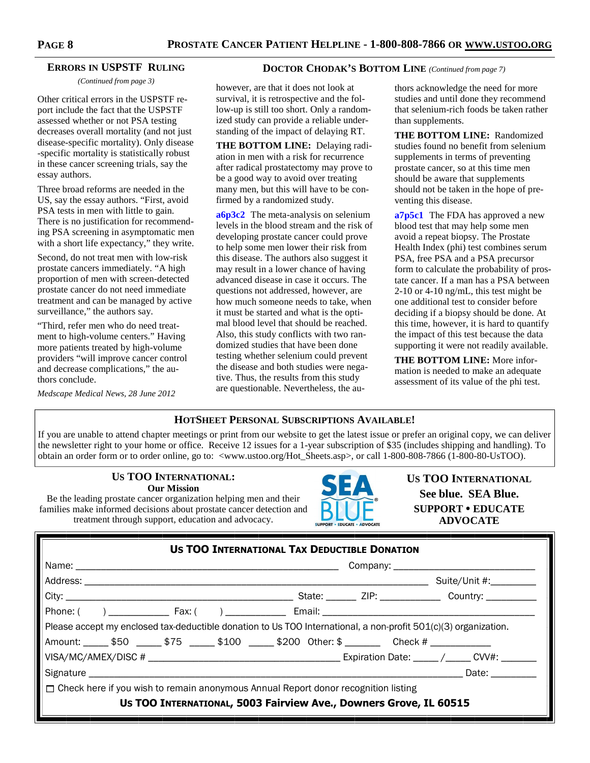## Errors in USPSTF Ruling

*(Continued from page 3)*

Other critical errors in the USPSTF report include the fact that the USPSTF assessed whether or not PSA testing decreases overall mortality (and not just disease-specific mortality). Only disease-specific mortality is statistically robust in these cancer screening trials, say the essay authors.

Three broad reforms are needed in the US, say the essay authors. "First, avoid PSA tests in men with little to gain. There is no justification for recommending PSA screening in asymptomatic men with a short life expectancy," they write.

Second, do not treat men with low-risk prostate cancers immediately. "A high proportion of men with screen-detected prostate cancer do not need immediate treatment and can be managed by active surveillance," the authors say.

"Third, refer men who do need treatment to high-volume centers." Having more patients treated by high-volume providers "will improve cancer control and decrease complications," the authors conclude.

*Medscape Medical News, 28 June 2012*

## Doctor Chodak's Bottom Line *(Continued from page 7)*

however, are that it does not look at survival, it is retrospective and the follow-up is still too short. Only a randomized study can provide a reliable understanding of the impact of delaying RT.

**THE BOTTOM LINE:** Delaying radiation in men with a risk for recurrence after radical prostatectomy may prove to be a good way to avoid over treating many men, but this will have to be confirmed by a randomized study.

**a6p3c2** The meta-analysis on selenium levels in the blood stream and the risk of developing prostate cancer could prove to help some men lower their risk from this disease. The authors also suggest it may result in a lower chance of having advanced disease in case it occurs. The questions not addressed, however, are how much someone needs to take, when it must be started and what is the optimal blood level that should be reached. Also, this study conflicts with two randomized studies that have been done testing whether selenium could prevent the disease and both studies were negative. Thus, the results from this study are questionable. Nevertheless, the authors acknowledge the need for more studies and until done they recommend that selenium-rich foods be taken rather than supplements.

**THE BOTTOM LINE:** Randomized studies found no benefit from selenium supplements in terms of preventing prostate cancer, so at this time men should be aware that supplements should not be taken in the hope of preventing this disease.

**a7p5c1** The FDA has approved a new blood test that may help some men avoid a repeat biopsy. The Prostate Health Index (phi) test combines serum PSA, free PSA and a PSA precursor form to calculate the probability of prostate cancer. If a man has a PSA between 2-10 or 4-10 ng/mL, this test might be one additional test to consider before deciding if a biopsy should be done. At this time, however, it is hard to quantify the impact of this test because the data supporting it were not readily available.

**THE BOTTOM LINE:** More information is needed to make an adequate assessment of its value of the phi test.

## HotSheet Personal Subscriptions Available!

If you are unable to attend chapter meetings or print from our website to get the latest issue or prefer an original copy, we can deliver the newsletter right to your home or office. Receive 12 issues for a 1-year subscription of $35 (includes shipping and handling). To obtain an order form or to order online, go to: <www.ustoo.org/Hot_Sheets.asp>, or call 1-800-808-7866 (1-800-80-UsTOO).

### Us TOO International: Our Mission

Be the leading prostate cancer organization helping men and their families make informed decisions about prostate cancer detection and treatment through support, education and advocacy.

SEA BLUE® SUPPORT • EDUCATE • ADVOCATE

**Us TOO International**
**See blue. SEA Blue.**
**SUPPORT • EDUCATE ADVOCATE**

### Us TOO International Tax Deductible Donation

Name: ______________________ Company: ______________________

Address: ______________________ Suite/Unit #: ________

City: ______________________ State: ______ ZIP: __________ Country: __________

Phone: ( ) __________ Fax: ( ) __________ Email: ______________________

Please accept my enclosed tax-deductible donation to Us TOO International, a non-profit 501(c)(3) organization.

Amount: _____ $50 _____ $75 _____ $100 _____ $200 Other: $ _______ Check # ___________

VISA/MC/AMEX/DISC # ______________________ Expiration Date: _____ /_____ CVV#: _______

Signature ______________________ Date: _________

☐ Check here if you wish to remain anonymous Annual Report donor recognition listing

**Us TOO International, 5003 Fairview Ave., Downers Grove, IL 60515**